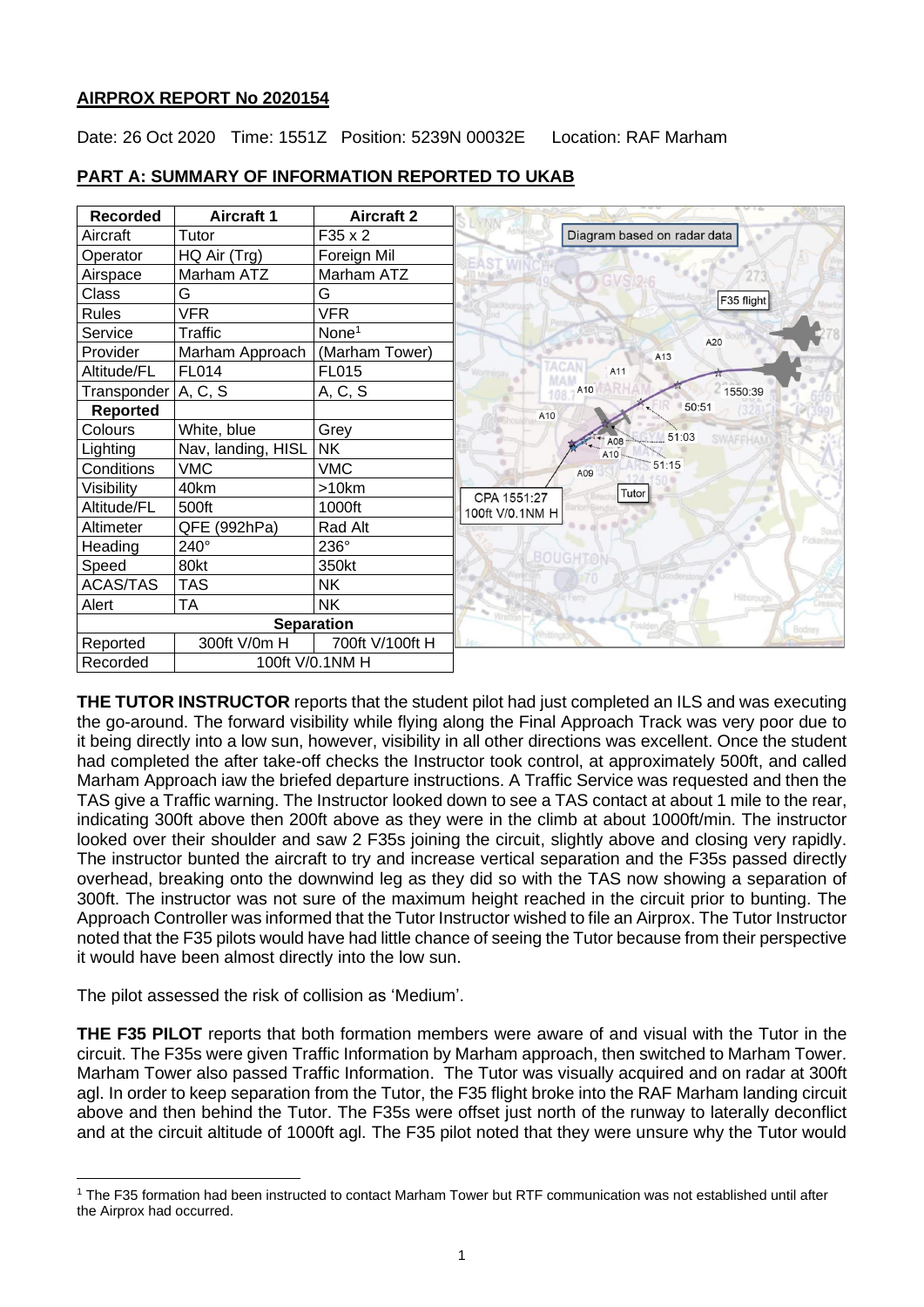## AIRPROX REPORT No 2020154

Date: 26 Oct 2020 Time: 1551Z Position: 5239N 00032E Location: RAF Marham

## PART A: SUMMARY OF INFORMATION REPORTED TO UKAB

| Recorded | Aircraft 1 | Aircraft 2 |
|---|---|---|
| Aircraft | Tutor | F35 x 2 |
| Operator | HQ Air (Trg) | Foreign Mil |
| Airspace | Marham ATZ | Marham ATZ |
| Class | G | G |
| Rules | VFR | VFR |
| Service | Traffic | None[1] |
| Provider | Marham Approach | (Marham Tower) |
| Altitude/FL | FL014 | FL015 |
| Transponder | A, C, S | A, C, S |
| **Reported** | | |
| Colours | White, blue | Grey |
| Lighting | Nav, landing, HISL | NK |
| Conditions | VMC | VMC |
| Visibility | 40km | >10km |
| Altitude/FL | 500ft | 1000ft |
| Altimeter | QFE (992hPa) | Rad Alt |
| Heading | 240° | 236° |
| Speed | 80kt | 350kt |
| ACAS/TAS | TAS | NK |
| Alert | TA | NK |
| **Separation** | | |
| Reported | 300ft V/0m H | 700ft V/100ft H |
| Recorded | 100ft V/0.1NM H | |

Diagram based on radar data

CPA 1551:27
100ft V/0.1NM H

**THE TUTOR INSTRUCTOR** reports that the student pilot had just completed an ILS and was executing the go-around. The forward visibility while flying along the Final Approach Track was very poor due to it being directly into a low sun, however, visibility in all other directions was excellent. Once the student had completed the after take-off checks the Instructor took control, at approximately 500ft, and called Marham Approach iaw the briefed departure instructions. A Traffic Service was requested and then the TAS give a Traffic warning. The Instructor looked down to see a TAS contact at about 1 mile to the rear, indicating 300ft above then 200ft above as they were in the climb at about 1000ft/min. The instructor looked over their shoulder and saw 2 F35s joining the circuit, slightly above and closing very rapidly. The instructor bunted the aircraft to try and increase vertical separation and the F35s passed directly overhead, breaking onto the downwind leg as they did so with the TAS now showing a separation of 300ft. The instructor was not sure of the maximum height reached in the circuit prior to bunting. The Approach Controller was informed that the Tutor Instructor wished to file an Airprox. The Tutor Instructor noted that the F35 pilots would have had little chance of seeing the Tutor because from their perspective it would have been almost directly into the low sun.

The pilot assessed the risk of collision as 'Medium'.

**THE F35 PILOT** reports that both formation members were aware of and visual with the Tutor in the circuit. The F35s were given Traffic Information by Marham approach, then switched to Marham Tower. Marham Tower also passed Traffic Information. The Tutor was visually acquired and on radar at 300ft agl. In order to keep separation from the Tutor, the F35 flight broke into the RAF Marham landing circuit above and then behind the Tutor. The F35s were offset just north of the runway to laterally deconflict and at the circuit altitude of 1000ft agl. The F35 pilot noted that they were unsure why the Tutor would

[1] The F35 formation had been instructed to contact Marham Tower but RTF communication was not established until after the Airprox had occurred.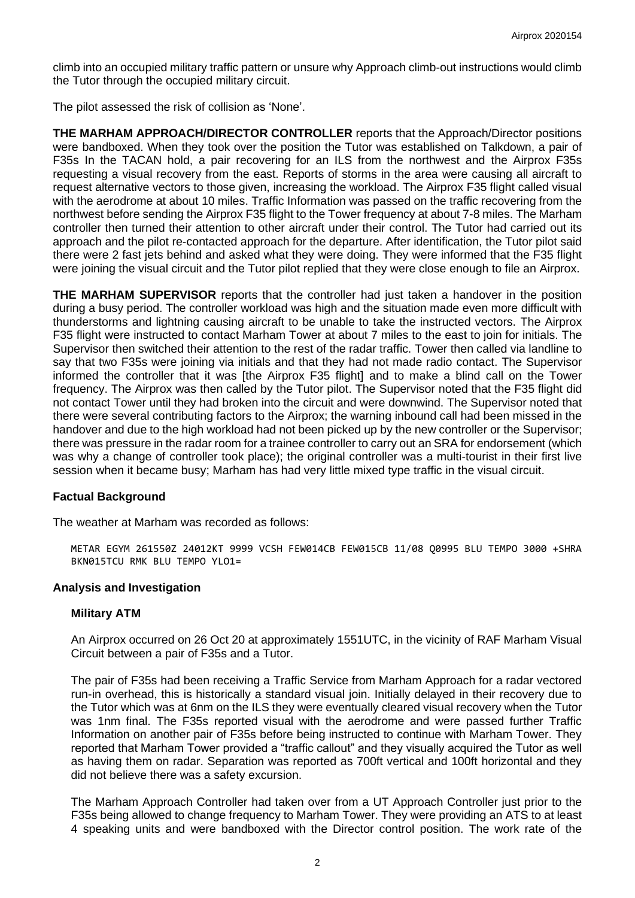climb into an occupied military traffic pattern or unsure why Approach climb-out instructions would climb the Tutor through the occupied military circuit.

The pilot assessed the risk of collision as 'None'.

**THE MARHAM APPROACH/DIRECTOR CONTROLLER** reports that the Approach/Director positions were bandboxed. When they took over the position the Tutor was established on Talkdown, a pair of F35s In the TACAN hold, a pair recovering for an ILS from the northwest and the Airprox F35s requesting a visual recovery from the east. Reports of storms in the area were causing all aircraft to request alternative vectors to those given, increasing the workload. The Airprox F35 flight called visual with the aerodrome at about 10 miles. Traffic Information was passed on the traffic recovering from the northwest before sending the Airprox F35 flight to the Tower frequency at about 7-8 miles. The Marham controller then turned their attention to other aircraft under their control. The Tutor had carried out its approach and the pilot re-contacted approach for the departure. After identification, the Tutor pilot said there were 2 fast jets behind and asked what they were doing. They were informed that the F35 flight were joining the visual circuit and the Tutor pilot replied that they were close enough to file an Airprox.

**THE MARHAM SUPERVISOR** reports that the controller had just taken a handover in the position during a busy period. The controller workload was high and the situation made even more difficult with thunderstorms and lightning causing aircraft to be unable to take the instructed vectors. The Airprox F35 flight were instructed to contact Marham Tower at about 7 miles to the east to join for initials. The Supervisor then switched their attention to the rest of the radar traffic. Tower then called via landline to say that two F35s were joining via initials and that they had not made radio contact. The Supervisor informed the controller that it was [the Airprox F35 flight] and to make a blind call on the Tower frequency. The Airprox was then called by the Tutor pilot. The Supervisor noted that the F35 flight did not contact Tower until they had broken into the circuit and were downwind. The Supervisor noted that there were several contributing factors to the Airprox; the warning inbound call had been missed in the handover and due to the high workload had not been picked up by the new controller or the Supervisor; there was pressure in the radar room for a trainee controller to carry out an SRA for endorsement (which was why a change of controller took place); the original controller was a multi-tourist in their first live session when it became busy; Marham has had very little mixed type traffic in the visual circuit.

## Factual Background

The weather at Marham was recorded as follows:

```
METAR EGYM 261550Z 24012KT 9999 VCSH FEW014CB FEW015CB 11/08 Q0995 BLU TEMPO 3000 +SHRA BKN015TCU RMK BLU TEMPO YLO1=
```

## Analysis and Investigation

### Military ATM

An Airprox occurred on 26 Oct 20 at approximately 1551UTC, in the vicinity of RAF Marham Visual Circuit between a pair of F35s and a Tutor.

The pair of F35s had been receiving a Traffic Service from Marham Approach for a radar vectored run-in overhead, this is historically a standard visual join. Initially delayed in their recovery due to the Tutor which was at 6nm on the ILS they were eventually cleared visual recovery when the Tutor was 1nm final. The F35s reported visual with the aerodrome and were passed further Traffic Information on another pair of F35s before being instructed to continue with Marham Tower. They reported that Marham Tower provided a "traffic callout" and they visually acquired the Tutor as well as having them on radar. Separation was reported as 700ft vertical and 100ft horizontal and they did not believe there was a safety excursion.

The Marham Approach Controller had taken over from a UT Approach Controller just prior to the F35s being allowed to change frequency to Marham Tower. They were providing an ATS to at least 4 speaking units and were bandboxed with the Director control position. The work rate of the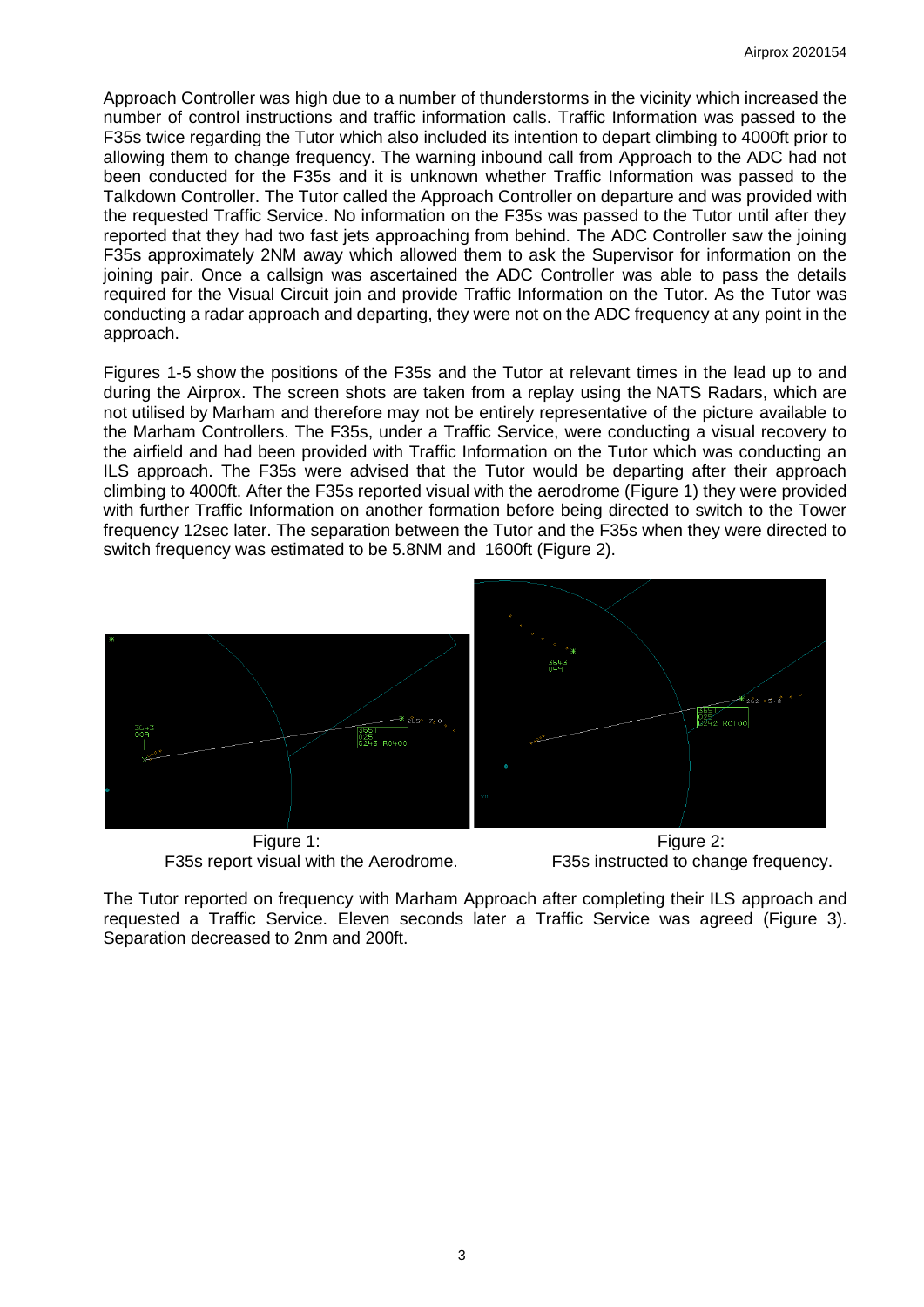Approach Controller was high due to a number of thunderstorms in the vicinity which increased the number of control instructions and traffic information calls. Traffic Information was passed to the F35s twice regarding the Tutor which also included its intention to depart climbing to 4000ft prior to allowing them to change frequency. The warning inbound call from Approach to the ADC had not been conducted for the F35s and it is unknown whether Traffic Information was passed to the Talkdown Controller. The Tutor called the Approach Controller on departure and was provided with the requested Traffic Service. No information on the F35s was passed to the Tutor until after they reported that they had two fast jets approaching from behind. The ADC Controller saw the joining F35s approximately 2NM away which allowed them to ask the Supervisor for information on the joining pair. Once a callsign was ascertained the ADC Controller was able to pass the details required for the Visual Circuit join and provide Traffic Information on the Tutor. As the Tutor was conducting a radar approach and departing, they were not on the ADC frequency at any point in the approach.

Figures 1-5 show the positions of the F35s and the Tutor at relevant times in the lead up to and during the Airprox. The screen shots are taken from a replay using the NATS Radars, which are not utilised by Marham and therefore may not be entirely representative of the picture available to the Marham Controllers. The F35s, under a Traffic Service, were conducting a visual recovery to the airfield and had been provided with Traffic Information on the Tutor which was conducting an ILS approach. The F35s were advised that the Tutor would be departing after their approach climbing to 4000ft. After the F35s reported visual with the aerodrome (Figure 1) they were provided with further Traffic Information on another formation before being directed to switch to the Tower frequency 12sec later. The separation between the Tutor and the F35s when they were directed to switch frequency was estimated to be 5.8NM and 1600ft (Figure 2).

Figure 1:
F35s report visual with the Aerodrome.

Figure 2:
F35s instructed to change frequency.

The Tutor reported on frequency with Marham Approach after completing their ILS approach and requested a Traffic Service. Eleven seconds later a Traffic Service was agreed (Figure 3). Separation decreased to 2nm and 200ft.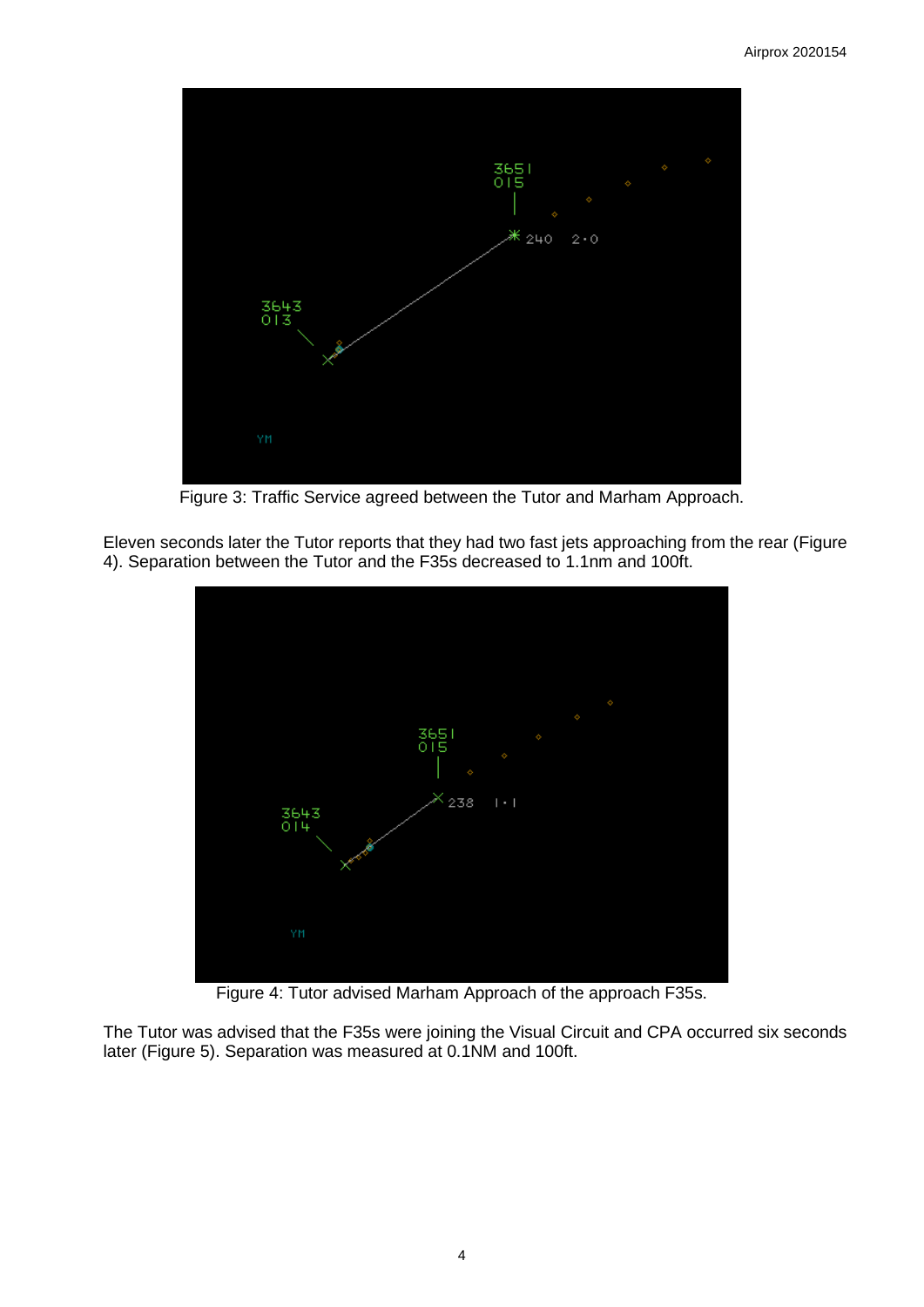Figure 3: Traffic Service agreed between the Tutor and Marham Approach.

Eleven seconds later the Tutor reports that they had two fast jets approaching from the rear (Figure 4). Separation between the Tutor and the F35s decreased to 1.1nm and 100ft.

Figure 4: Tutor advised Marham Approach of the approach F35s.

The Tutor was advised that the F35s were joining the Visual Circuit and CPA occurred six seconds later (Figure 5). Separation was measured at 0.1NM and 100ft.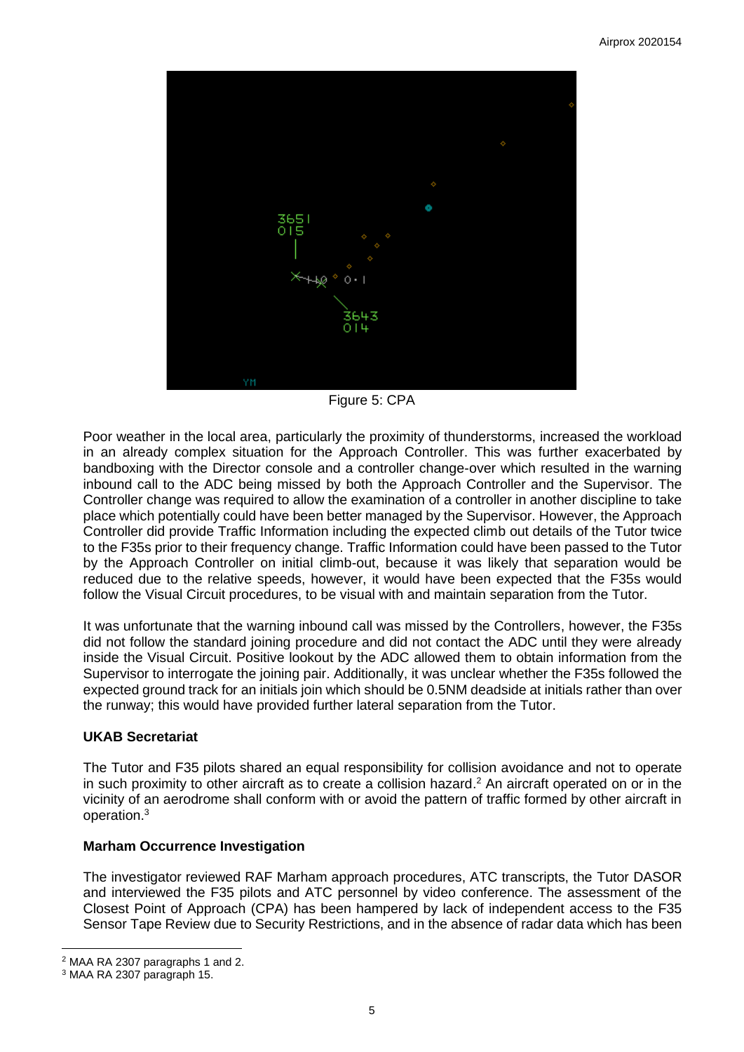Figure 5: CPA

Poor weather in the local area, particularly the proximity of thunderstorms, increased the workload in an already complex situation for the Approach Controller. This was further exacerbated by bandboxing with the Director console and a controller change-over which resulted in the warning inbound call to the ADC being missed by both the Approach Controller and the Supervisor. The Controller change was required to allow the examination of a controller in another discipline to take place which potentially could have been better managed by the Supervisor. However, the Approach Controller did provide Traffic Information including the expected climb out details of the Tutor twice to the F35s prior to their frequency change. Traffic Information could have been passed to the Tutor by the Approach Controller on initial climb-out, because it was likely that separation would be reduced due to the relative speeds, however, it would have been expected that the F35s would follow the Visual Circuit procedures, to be visual with and maintain separation from the Tutor.

It was unfortunate that the warning inbound call was missed by the Controllers, however, the F35s did not follow the standard joining procedure and did not contact the ADC until they were already inside the Visual Circuit. Positive lookout by the ADC allowed them to obtain information from the Supervisor to interrogate the joining pair. Additionally, it was unclear whether the F35s followed the expected ground track for an initials join which should be 0.5NM deadside at initials rather than over the runway; this would have provided further lateral separation from the Tutor.

**UKAB Secretariat**

The Tutor and F35 pilots shared an equal responsibility for collision avoidance and not to operate in such proximity to other aircraft as to create a collision hazard.[2] An aircraft operated on or in the vicinity of an aerodrome shall conform with or avoid the pattern of traffic formed by other aircraft in operation.[3]

**Marham Occurrence Investigation**

The investigator reviewed RAF Marham approach procedures, ATC transcripts, the Tutor DASOR and interviewed the F35 pilots and ATC personnel by video conference. The assessment of the Closest Point of Approach (CPA) has been hampered by lack of independent access to the F35 Sensor Tape Review due to Security Restrictions, and in the absence of radar data which has been

[2] MAA RA 2307 paragraphs 1 and 2.

[3] MAA RA 2307 paragraph 15.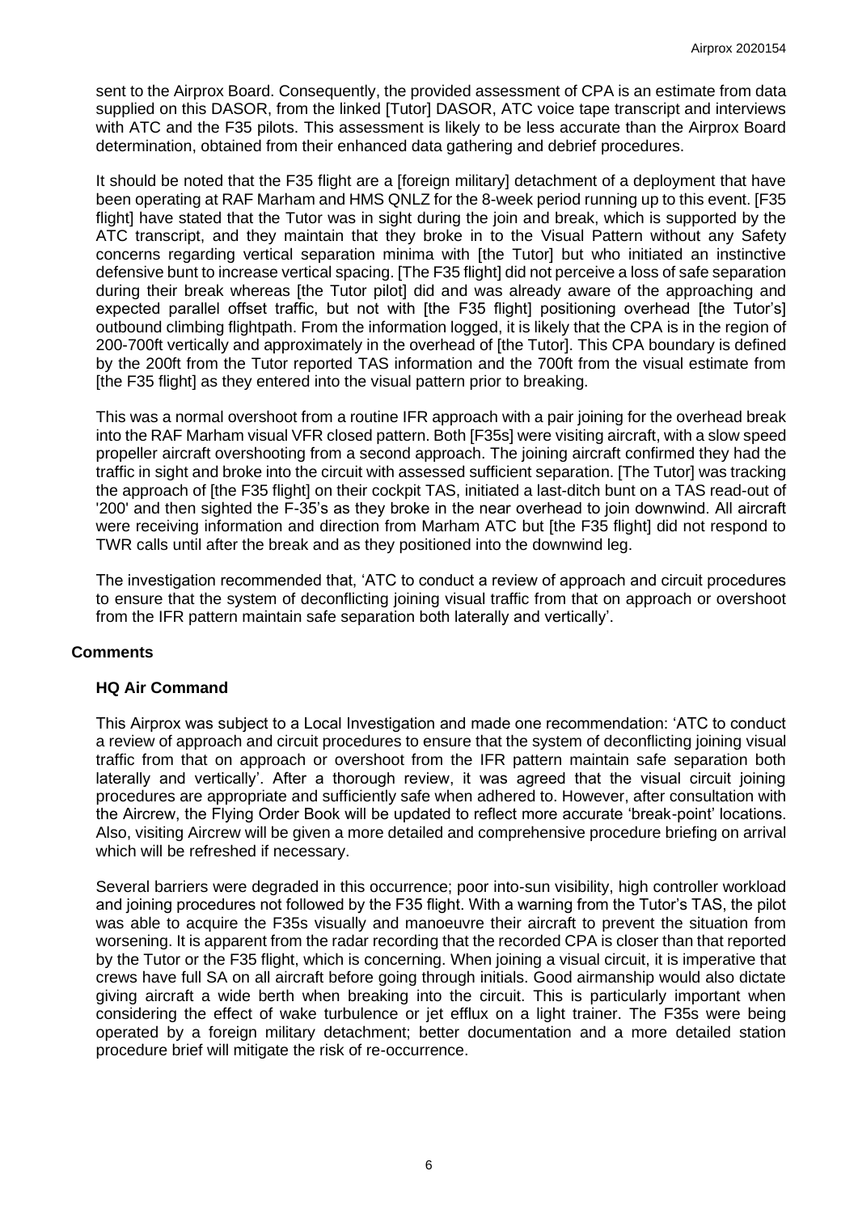sent to the Airprox Board. Consequently, the provided assessment of CPA is an estimate from data supplied on this DASOR, from the linked [Tutor] DASOR, ATC voice tape transcript and interviews with ATC and the F35 pilots. This assessment is likely to be less accurate than the Airprox Board determination, obtained from their enhanced data gathering and debrief procedures.

It should be noted that the F35 flight are a [foreign military] detachment of a deployment that have been operating at RAF Marham and HMS QNLZ for the 8-week period running up to this event. [F35 flight] have stated that the Tutor was in sight during the join and break, which is supported by the ATC transcript, and they maintain that they broke in to the Visual Pattern without any Safety concerns regarding vertical separation minima with [the Tutor] but who initiated an instinctive defensive bunt to increase vertical spacing. [The F35 flight] did not perceive a loss of safe separation during their break whereas [the Tutor pilot] did and was already aware of the approaching and expected parallel offset traffic, but not with [the F35 flight] positioning overhead [the Tutor's] outbound climbing flightpath. From the information logged, it is likely that the CPA is in the region of 200-700ft vertically and approximately in the overhead of [the Tutor]. This CPA boundary is defined by the 200ft from the Tutor reported TAS information and the 700ft from the visual estimate from [the F35 flight] as they entered into the visual pattern prior to breaking.

This was a normal overshoot from a routine IFR approach with a pair joining for the overhead break into the RAF Marham visual VFR closed pattern. Both [F35s] were visiting aircraft, with a slow speed propeller aircraft overshooting from a second approach. The joining aircraft confirmed they had the traffic in sight and broke into the circuit with assessed sufficient separation. [The Tutor] was tracking the approach of [the F35 flight] on their cockpit TAS, initiated a last-ditch bunt on a TAS read-out of '200' and then sighted the F-35's as they broke in the near overhead to join downwind. All aircraft were receiving information and direction from Marham ATC but [the F35 flight] did not respond to TWR calls until after the break and as they positioned into the downwind leg.

The investigation recommended that, 'ATC to conduct a review of approach and circuit procedures to ensure that the system of deconflicting joining visual traffic from that on approach or overshoot from the IFR pattern maintain safe separation both laterally and vertically'.

## Comments

### HQ Air Command

This Airprox was subject to a Local Investigation and made one recommendation: 'ATC to conduct a review of approach and circuit procedures to ensure that the system of deconflicting joining visual traffic from that on approach or overshoot from the IFR pattern maintain safe separation both laterally and vertically'. After a thorough review, it was agreed that the visual circuit joining procedures are appropriate and sufficiently safe when adhered to. However, after consultation with the Aircrew, the Flying Order Book will be updated to reflect more accurate 'break-point' locations. Also, visiting Aircrew will be given a more detailed and comprehensive procedure briefing on arrival which will be refreshed if necessary.

Several barriers were degraded in this occurrence; poor into-sun visibility, high controller workload and joining procedures not followed by the F35 flight. With a warning from the Tutor's TAS, the pilot was able to acquire the F35s visually and manoeuvre their aircraft to prevent the situation from worsening. It is apparent from the radar recording that the recorded CPA is closer than that reported by the Tutor or the F35 flight, which is concerning. When joining a visual circuit, it is imperative that crews have full SA on all aircraft before going through initials. Good airmanship would also dictate giving aircraft a wide berth when breaking into the circuit. This is particularly important when considering the effect of wake turbulence or jet efflux on a light trainer. The F35s were being operated by a foreign military detachment; better documentation and a more detailed station procedure brief will mitigate the risk of re-occurrence.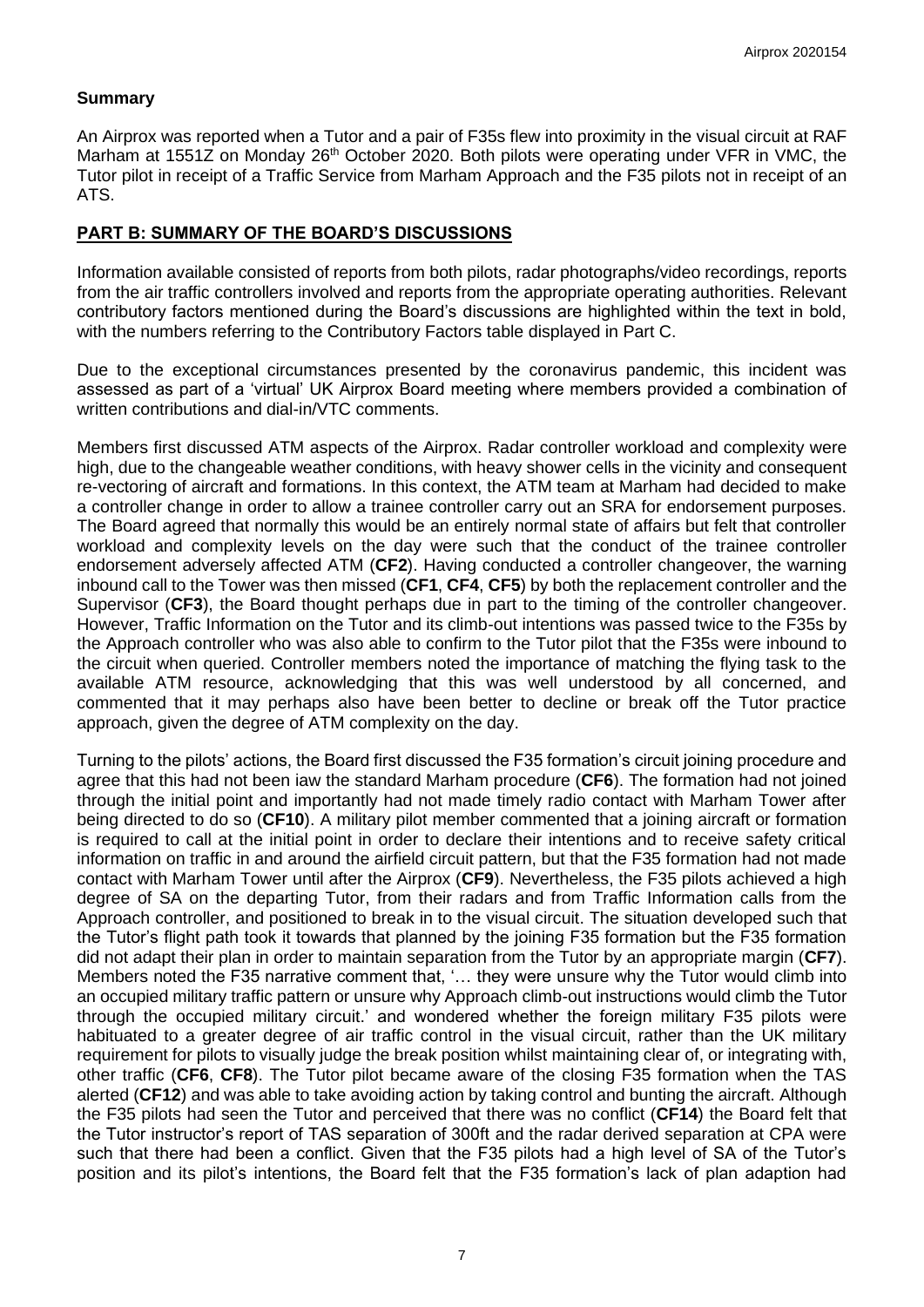## Summary

An Airprox was reported when a Tutor and a pair of F35s flew into proximity in the visual circuit at RAF Marham at 1551Z on Monday 26th October 2020. Both pilots were operating under VFR in VMC, the Tutor pilot in receipt of a Traffic Service from Marham Approach and the F35 pilots not in receipt of an ATS.

## PART B: SUMMARY OF THE BOARD'S DISCUSSIONS

Information available consisted of reports from both pilots, radar photographs/video recordings, reports from the air traffic controllers involved and reports from the appropriate operating authorities. Relevant contributory factors mentioned during the Board's discussions are highlighted within the text in bold, with the numbers referring to the Contributory Factors table displayed in Part C.

Due to the exceptional circumstances presented by the coronavirus pandemic, this incident was assessed as part of a 'virtual' UK Airprox Board meeting where members provided a combination of written contributions and dial-in/VTC comments.

Members first discussed ATM aspects of the Airprox. Radar controller workload and complexity were high, due to the changeable weather conditions, with heavy shower cells in the vicinity and consequent re-vectoring of aircraft and formations. In this context, the ATM team at Marham had decided to make a controller change in order to allow a trainee controller carry out an SRA for endorsement purposes. The Board agreed that normally this would be an entirely normal state of affairs but felt that controller workload and complexity levels on the day were such that the conduct of the trainee controller endorsement adversely affected ATM (**CF2**). Having conducted a controller changeover, the warning inbound call to the Tower was then missed (**CF1**, **CF4**, **CF5**) by both the replacement controller and the Supervisor (**CF3**), the Board thought perhaps due in part to the timing of the controller changeover. However, Traffic Information on the Tutor and its climb-out intentions was passed twice to the F35s by the Approach controller who was also able to confirm to the Tutor pilot that the F35s were inbound to the circuit when queried. Controller members noted the importance of matching the flying task to the available ATM resource, acknowledging that this was well understood by all concerned, and commented that it may perhaps also have been better to decline or break off the Tutor practice approach, given the degree of ATM complexity on the day.

Turning to the pilots' actions, the Board first discussed the F35 formation's circuit joining procedure and agree that this had not been iaw the standard Marham procedure (**CF6**). The formation had not joined through the initial point and importantly had not made timely radio contact with Marham Tower after being directed to do so (**CF10**). A military pilot member commented that a joining aircraft or formation is required to call at the initial point in order to declare their intentions and to receive safety critical information on traffic in and around the airfield circuit pattern, but that the F35 formation had not made contact with Marham Tower until after the Airprox (**CF9**). Nevertheless, the F35 pilots achieved a high degree of SA on the departing Tutor, from their radars and from Traffic Information calls from the Approach controller, and positioned to break in to the visual circuit. The situation developed such that the Tutor's flight path took it towards that planned by the joining F35 formation but the F35 formation did not adapt their plan in order to maintain separation from the Tutor by an appropriate margin (**CF7**). Members noted the F35 narrative comment that, '… they were unsure why the Tutor would climb into an occupied military traffic pattern or unsure why Approach climb-out instructions would climb the Tutor through the occupied military circuit.' and wondered whether the foreign military F35 pilots were habituated to a greater degree of air traffic control in the visual circuit, rather than the UK military requirement for pilots to visually judge the break position whilst maintaining clear of, or integrating with, other traffic (**CF6**, **CF8**). The Tutor pilot became aware of the closing F35 formation when the TAS alerted (**CF12**) and was able to take avoiding action by taking control and bunting the aircraft. Although the F35 pilots had seen the Tutor and perceived that there was no conflict (**CF14**) the Board felt that the Tutor instructor's report of TAS separation of 300ft and the radar derived separation at CPA were such that there had been a conflict. Given that the F35 pilots had a high level of SA of the Tutor's position and its pilot's intentions, the Board felt that the F35 formation's lack of plan adaption had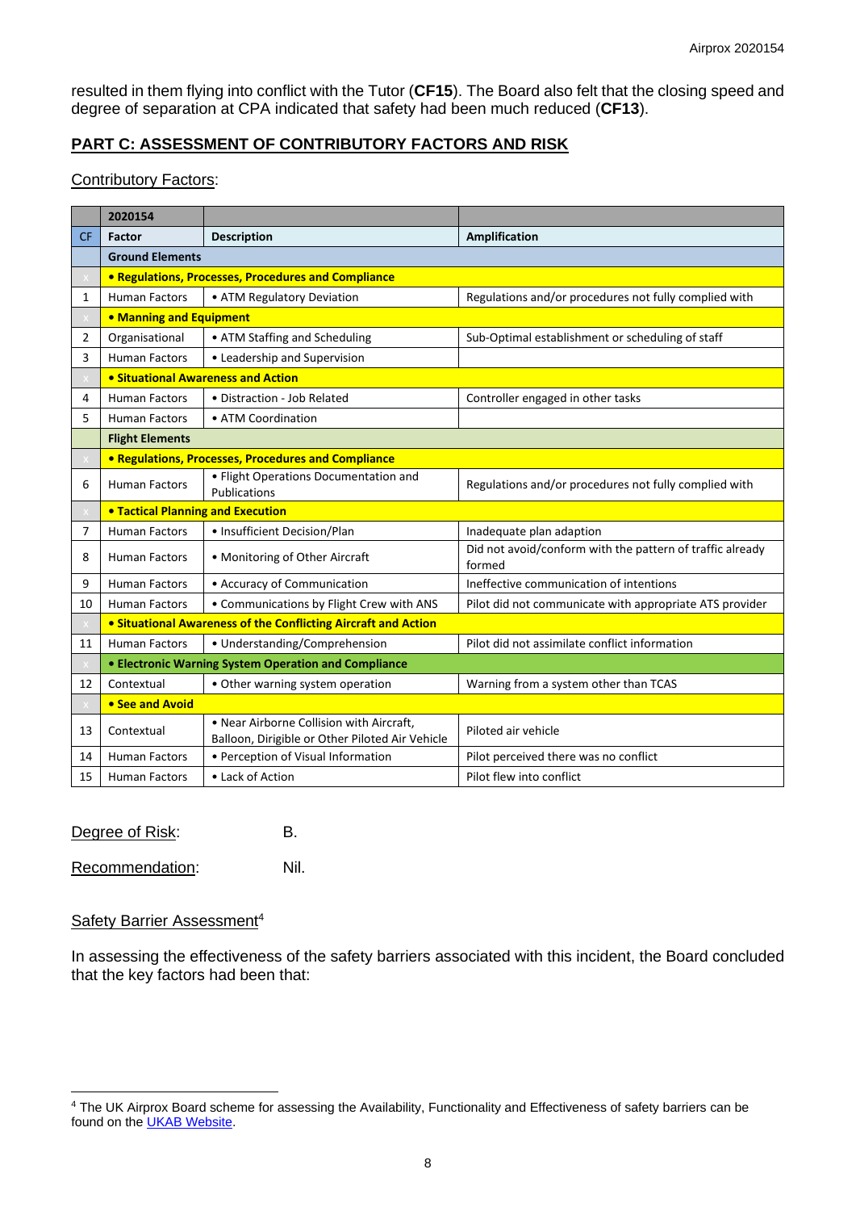resulted in them flying into conflict with the Tutor (**CF15**). The Board also felt that the closing speed and degree of separation at CPA indicated that safety had been much reduced (**CF13**).

## PART C: ASSESSMENT OF CONTRIBUTORY FACTORS AND RISK

Contributory Factors:

| | 2020154 | | |
|---|---|---|---|
| **CF** | **Factor** | **Description** | **Amplification** |
| | **Ground Elements** | | |
| x | **• Regulations, Processes, Procedures and Compliance** | | |
| 1 | Human Factors | • ATM Regulatory Deviation | Regulations and/or procedures not fully complied with |
| x | **• Manning and Equipment** | | |
| 2 | Organisational | • ATM Staffing and Scheduling | Sub-Optimal establishment or scheduling of staff |
| 3 | Human Factors | • Leadership and Supervision | |
| x | **• Situational Awareness and Action** | | |
| 4 | Human Factors | • Distraction - Job Related | Controller engaged in other tasks |
| 5 | Human Factors | • ATM Coordination | |
| | **Flight Elements** | | |
| x | **• Regulations, Processes, Procedures and Compliance** | | |
| 6 | Human Factors | • Flight Operations Documentation and Publications | Regulations and/or procedures not fully complied with |
| x | **• Tactical Planning and Execution** | | |
| 7 | Human Factors | • Insufficient Decision/Plan | Inadequate plan adaption |
| 8 | Human Factors | • Monitoring of Other Aircraft | Did not avoid/conform with the pattern of traffic already formed |
| 9 | Human Factors | • Accuracy of Communication | Ineffective communication of intentions |
| 10 | Human Factors | • Communications by Flight Crew with ANS | Pilot did not communicate with appropriate ATS provider |
| x | **• Situational Awareness of the Conflicting Aircraft and Action** | | |
| 11 | Human Factors | • Understanding/Comprehension | Pilot did not assimilate conflict information |
| x | **• Electronic Warning System Operation and Compliance** | | |
| 12 | Contextual | • Other warning system operation | Warning from a system other than TCAS |
| x | **• See and Avoid** | | |
| 13 | Contextual | • Near Airborne Collision with Aircraft, Balloon, Dirigible or Other Piloted Air Vehicle | Piloted air vehicle |
| 14 | Human Factors | • Perception of Visual Information | Pilot perceived there was no conflict |
| 15 | Human Factors | • Lack of Action | Pilot flew into conflict |

Degree of Risk: B.

Recommendation: Nil.

Safety Barrier Assessment[4]

In assessing the effectiveness of the safety barriers associated with this incident, the Board concluded that the key factors had been that:

[4] The UK Airprox Board scheme for assessing the Availability, Functionality and Effectiveness of safety barriers can be found on the UKAB Website.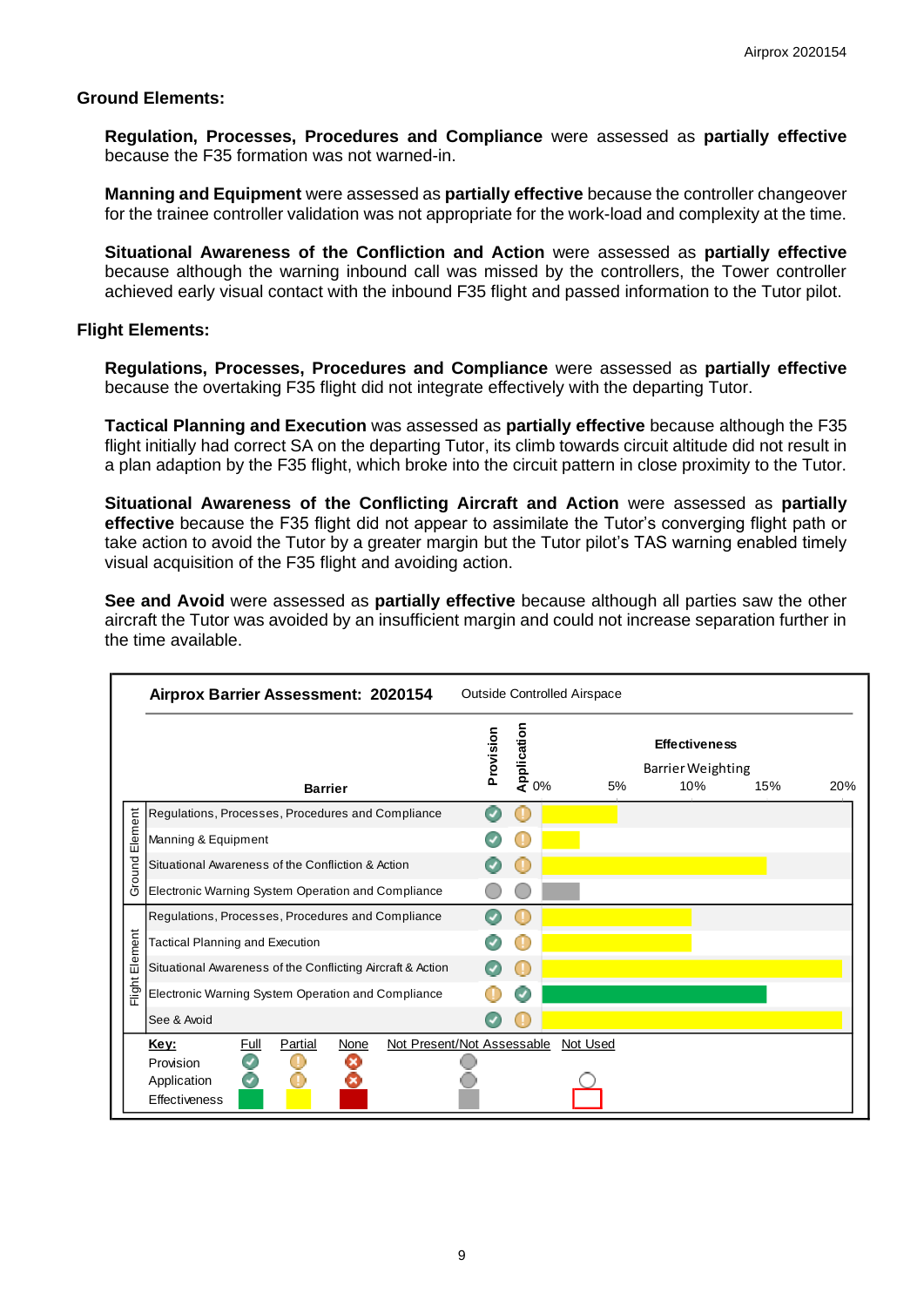**Ground Elements:**

**Regulation, Processes, Procedures and Compliance** were assessed as **partially effective** because the F35 formation was not warned-in.

**Manning and Equipment** were assessed as **partially effective** because the controller changeover for the trainee controller validation was not appropriate for the work-load and complexity at the time.

**Situational Awareness of the Confliction and Action** were assessed as **partially effective** because although the warning inbound call was missed by the controllers, the Tower controller achieved early visual contact with the inbound F35 flight and passed information to the Tutor pilot.

**Flight Elements:**

**Regulations, Processes, Procedures and Compliance** were assessed as **partially effective** because the overtaking F35 flight did not integrate effectively with the departing Tutor.

**Tactical Planning and Execution** was assessed as **partially effective** because although the F35 flight initially had correct SA on the departing Tutor, its climb towards circuit altitude did not result in a plan adaption by the F35 flight, which broke into the circuit pattern in close proximity to the Tutor.

**Situational Awareness of the Conflicting Aircraft and Action** were assessed as **partially effective** because the F35 flight did not appear to assimilate the Tutor's converging flight path or take action to avoid the Tutor by a greater margin but the Tutor pilot's TAS warning enabled timely visual acquisition of the F35 flight and avoiding action.

**See and Avoid** were assessed as **partially effective** because although all parties saw the other aircraft the Tutor was avoided by an insufficient margin and could not increase separation further in the time available.

**Airprox Barrier Assessment: 2020154**

Outside Controlled Airspace

Barrier

Provision

Application

Effectiveness

Barrier Weighting

0%

5%

10%

15%

20%

Ground Element

Regulations, Processes, Procedures and Compliance

Manning & Equipment

Situational Awareness of the Confliction & Action

Electronic Warning System Operation and Compliance

Flight Element

Regulations, Processes, Procedures and Compliance

Tactical Planning and Execution

Situational Awareness of the Conflicting Aircraft & Action

Electronic Warning System Operation and Compliance

See & Avoid

Key:

Full

Partial

None

Not Present/Not Assessable

Not Used

Provision

Application

Effectiveness